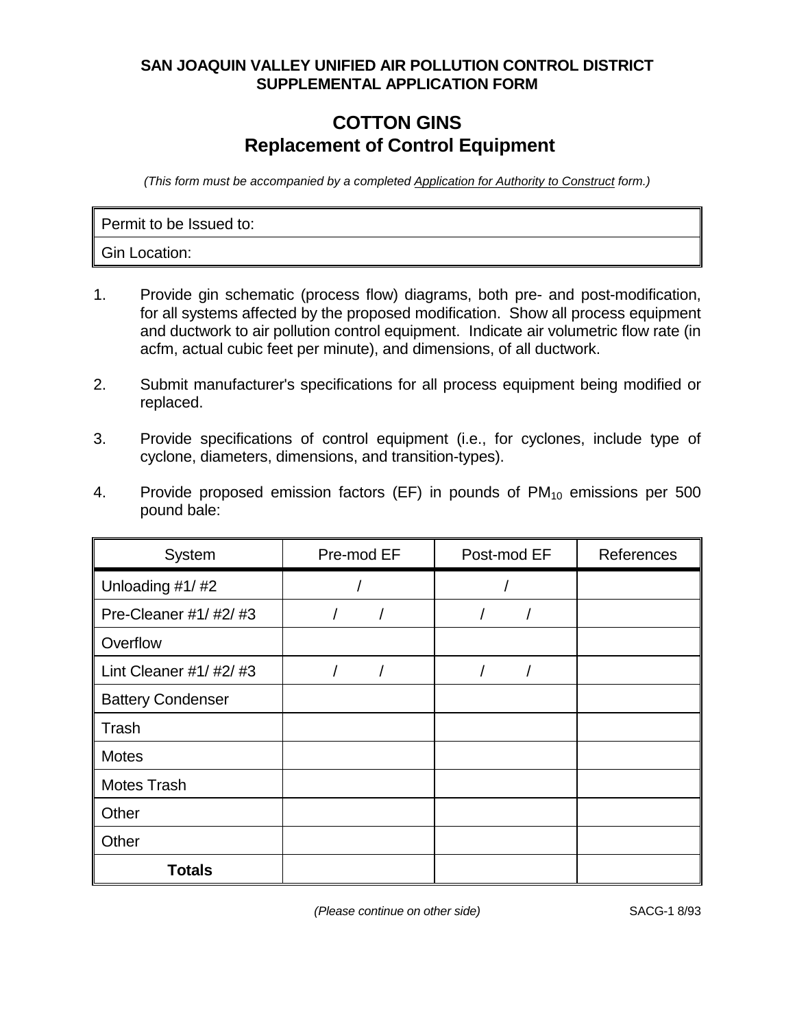**SAN JOAQUIN VALLEY UNIFIED AIR POLLUTION CONTROL DISTRICT**
**SUPPLEMENTAL APPLICATION FORM**

# COTTON GINS
## Replacement of Control Equipment

*(This form must be accompanied by a completed Application for Authority to Construct form.)*

| Permit to be Issued to: |
|---|
| Gin Location: |

1. Provide gin schematic (process flow) diagrams, both pre- and post-modification, for all systems affected by the proposed modification. Show all process equipment and ductwork to air pollution control equipment. Indicate air volumetric flow rate (in acfm, actual cubic feet per minute), and dimensions, of all ductwork.

2. Submit manufacturer's specifications for all process equipment being modified or replaced.

3. Provide specifications of control equipment (i.e., for cyclones, include type of cyclone, diameters, dimensions, and transition-types).

4. Provide proposed emission factors (EF) in pounds of $PM_{10}$ emissions per 500 pound bale:

| System | Pre-mod EF | Post-mod EF | References |
|---|---|---|---|
| Unloading #1/ #2 | / | / | |
| Pre-Cleaner #1/ #2/ #3 | / / | / / | |
| Overflow | | | |
| Lint Cleaner #1/ #2/ #3 | / / | / / | |
| Battery Condenser | | | |
| Trash | | | |
| Motes | | | |
| Motes Trash | | | |
| Other | | | |
| Other | | | |
| **Totals** | | | |

*(Please continue on other side)*

SACG-1 8/93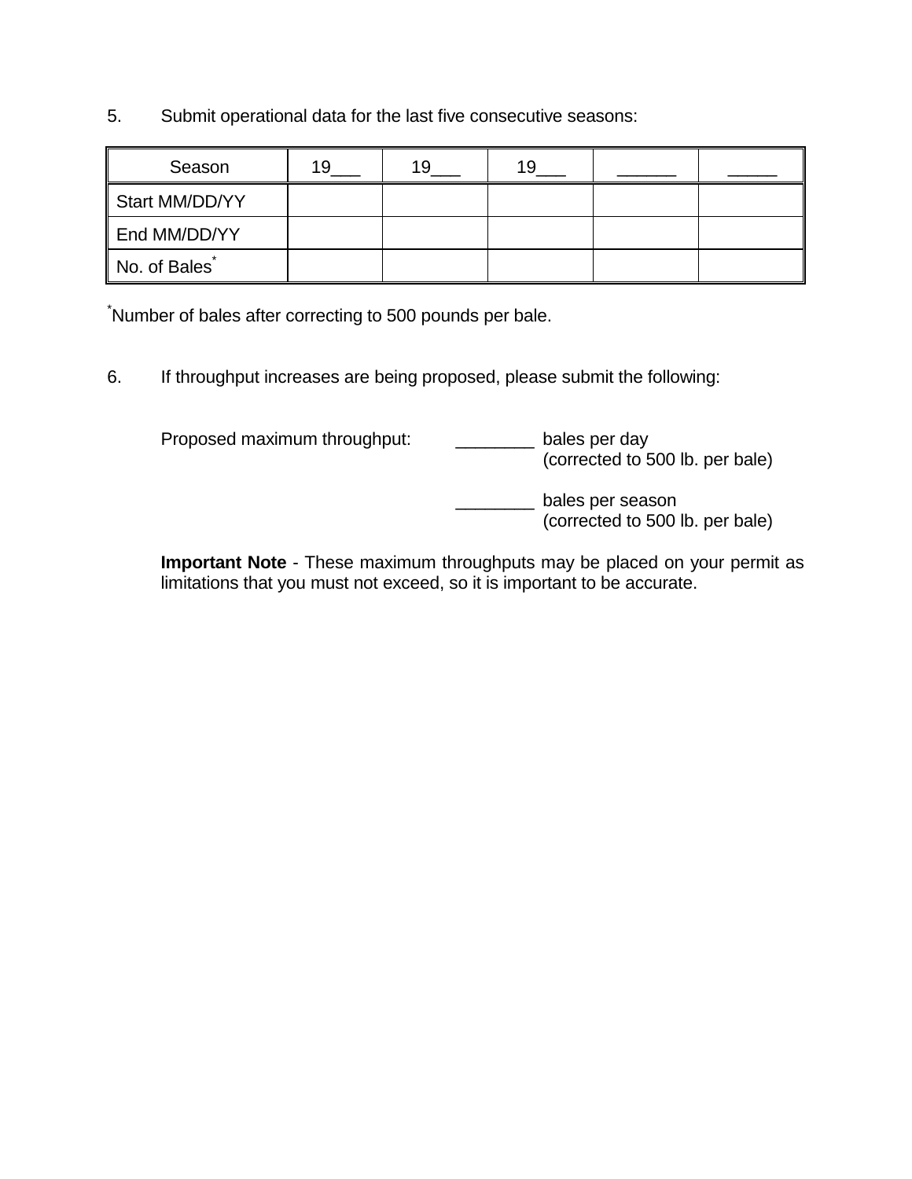5. Submit operational data for the last five consecutive seasons:

| Season | 19___ | 19___ | 19___ | ______ | _____ |
|---|---|---|---|---|---|
| Start MM/DD/YY | | | | | |
| End MM/DD/YY | | | | | |
| No. of Bales* | | | | | |

*Number of bales after correcting to 500 pounds per bale.

6. If throughput increases are being proposed, please submit the following:

Proposed maximum throughput: ________ bales per day (corrected to 500 lb. per bale)

________ bales per season (corrected to 500 lb. per bale)

**Important Note** - These maximum throughputs may be placed on your permit as limitations that you must not exceed, so it is important to be accurate.